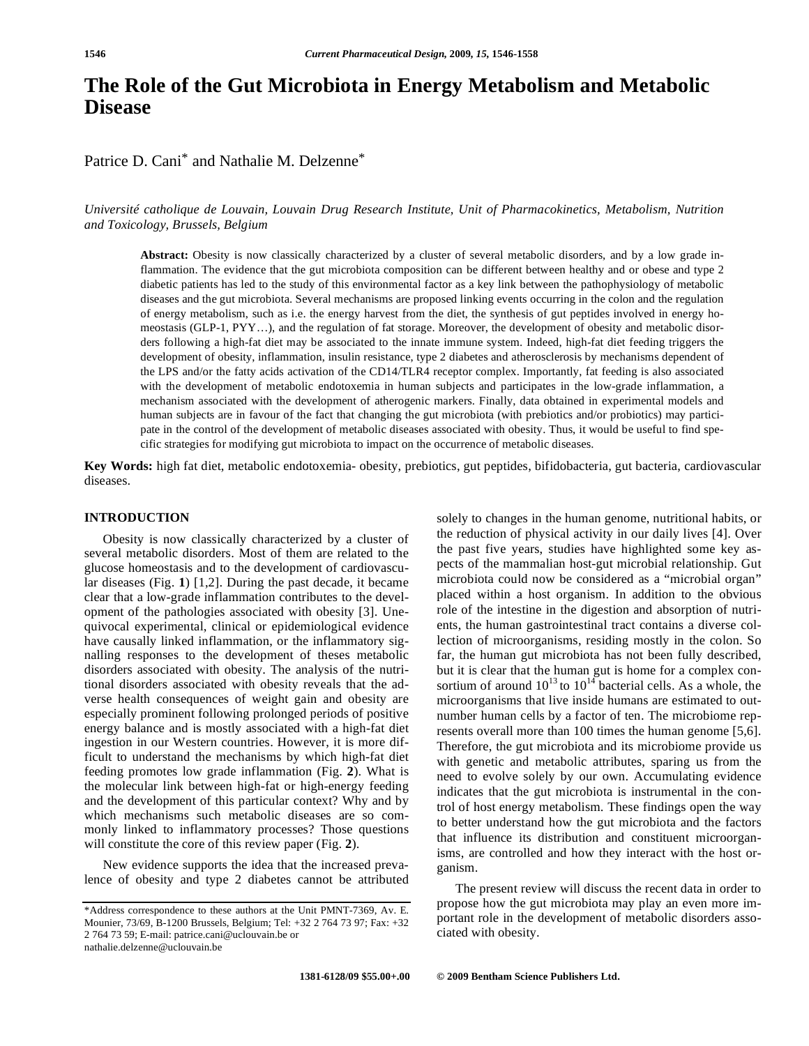# The Role of the Gut Microbiota in Energy Metabolism and Metabolic Disease

Patrice D. Cani* and Nathalie M. Delzenne*

*Université catholique de Louvain, Louvain Drug Research Institute, Unit of Pharmacokinetics, Metabolism, Nutrition and Toxicology, Brussels, Belgium*

**Abstract:** Obesity is now classically characterized by a cluster of several metabolic disorders, and by a low grade inflammation. The evidence that the gut microbiota composition can be different between healthy and or obese and type 2 diabetic patients has led to the study of this environmental factor as a key link between the pathophysiology of metabolic diseases and the gut microbiota. Several mechanisms are proposed linking events occurring in the colon and the regulation of energy metabolism, such as i.e. the energy harvest from the diet, the synthesis of gut peptides involved in energy homeostasis (GLP-1, PYY…), and the regulation of fat storage. Moreover, the development of obesity and metabolic disorders following a high-fat diet may be associated to the innate immune system. Indeed, high-fat diet feeding triggers the development of obesity, inflammation, insulin resistance, type 2 diabetes and atherosclerosis by mechanisms dependent of the LPS and/or the fatty acids activation of the CD14/TLR4 receptor complex. Importantly, fat feeding is also associated with the development of metabolic endotoxemia in human subjects and participates in the low-grade inflammation, a mechanism associated with the development of atherogenic markers. Finally, data obtained in experimental models and human subjects are in favour of the fact that changing the gut microbiota (with prebiotics and/or probiotics) may participate in the control of the development of metabolic diseases associated with obesity. Thus, it would be useful to find specific strategies for modifying gut microbiota to impact on the occurrence of metabolic diseases.

**Key Words:** high fat diet, metabolic endotoxemia- obesity, prebiotics, gut peptides, bifidobacteria, gut bacteria, cardiovascular diseases.

## INTRODUCTION

Obesity is now classically characterized by a cluster of several metabolic disorders. Most of them are related to the glucose homeostasis and to the development of cardiovascular diseases (Fig. **1**) [1,2]. During the past decade, it became clear that a low-grade inflammation contributes to the development of the pathologies associated with obesity [3]. Unequivocal experimental, clinical or epidemiological evidence have causally linked inflammation, or the inflammatory signalling responses to the development of theses metabolic disorders associated with obesity. The analysis of the nutritional disorders associated with obesity reveals that the adverse health consequences of weight gain and obesity are especially prominent following prolonged periods of positive energy balance and is mostly associated with a high-fat diet ingestion in our Western countries. However, it is more difficult to understand the mechanisms by which high-fat diet feeding promotes low grade inflammation (Fig. **2**). What is the molecular link between high-fat or high-energy feeding and the development of this particular context? Why and by which mechanisms such metabolic diseases are so commonly linked to inflammatory processes? Those questions will constitute the core of this review paper (Fig. **2**).

New evidence supports the idea that the increased prevalence of obesity and type 2 diabetes cannot be attributed solely to changes in the human genome, nutritional habits, or the reduction of physical activity in our daily lives [4]. Over the past five years, studies have highlighted some key aspects of the mammalian host-gut microbial relationship. Gut microbiota could now be considered as a "microbial organ" placed within a host organism. In addition to the obvious role of the intestine in the digestion and absorption of nutrients, the human gastrointestinal tract contains a diverse collection of microorganisms, residing mostly in the colon. So far, the human gut microbiota has not been fully described, but it is clear that the human gut is home for a complex consortium of around $10^{13}$ to $10^{14}$ bacterial cells. As a whole, the microorganisms that live inside humans are estimated to outnumber human cells by a factor of ten. The microbiome represents overall more than 100 times the human genome [5,6]. Therefore, the gut microbiota and its microbiome provide us with genetic and metabolic attributes, sparing us from the need to evolve solely by our own. Accumulating evidence indicates that the gut microbiota is instrumental in the control of host energy metabolism. These findings open the way to better understand how the gut microbiota and the factors that influence its distribution and constituent microorganisms, are controlled and how they interact with the host organism.

The present review will discuss the recent data in order to propose how the gut microbiota may play an even more important role in the development of metabolic disorders associated with obesity.

*Address correspondence to these authors at the Unit PMNT-7369, Av. E. Mounier, 73/69, B-1200 Brussels, Belgium; Tel: +32 2 764 73 97; Fax: +32 2 764 73 59; E-mail: patrice.cani@uclouvain.be or nathalie.delzenne@uclouvain.be

1381-6128/09 $55.00+.00 © 2009 Bentham Science Publishers Ltd.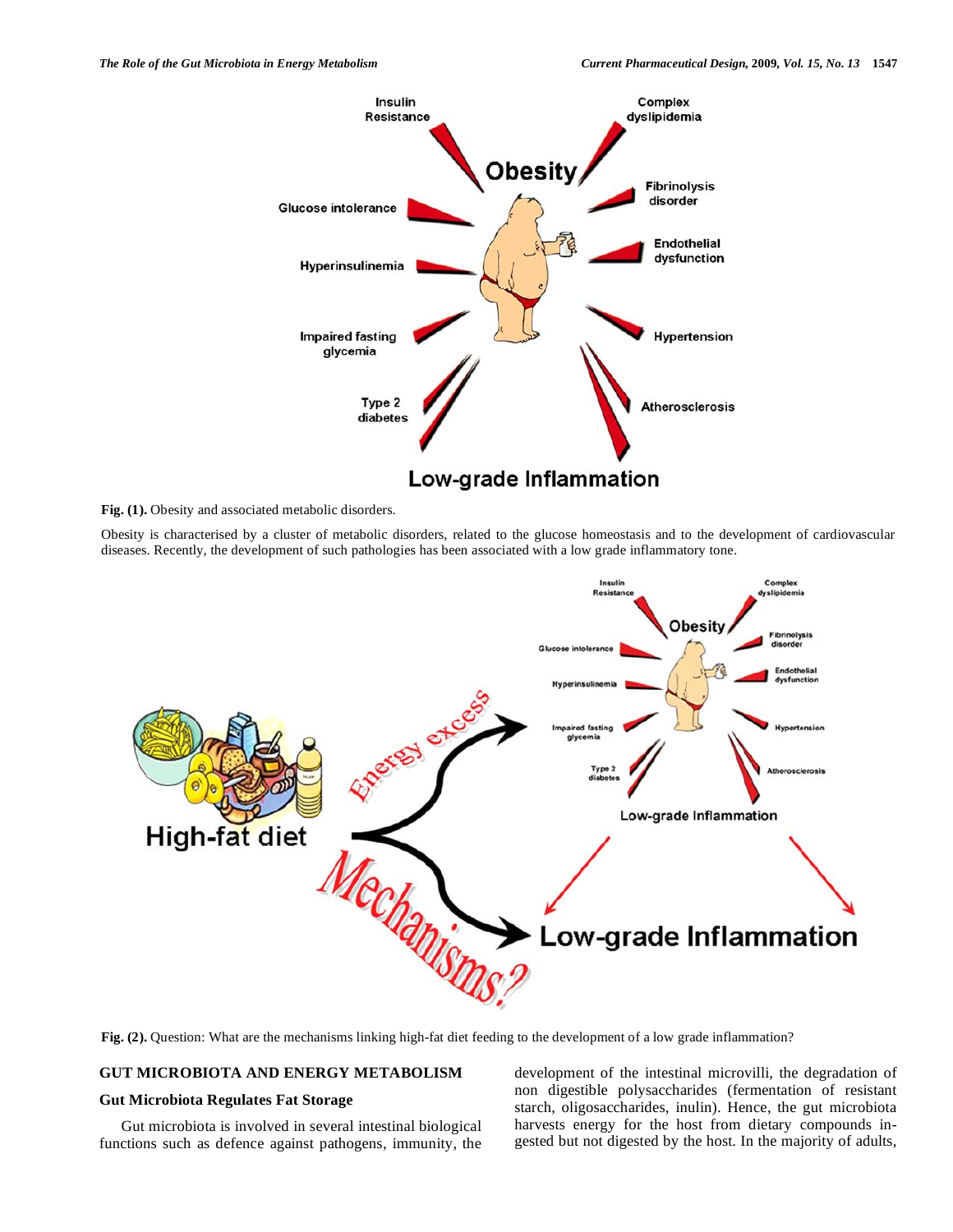Fig. (1). Obesity and associated metabolic disorders.

Obesity is characterised by a cluster of metabolic disorders, related to the glucose homeostasis and to the development of cardiovascular diseases. Recently, the development of such pathologies has been associated with a low grade inflammatory tone.

Fig. (2). Question: What are the mechanisms linking high-fat diet feeding to the development of a low grade inflammation?

## GUT MICROBIOTA AND ENERGY METABOLISM

### Gut Microbiota Regulates Fat Storage

Gut microbiota is involved in several intestinal biological functions such as defence against pathogens, immunity, the development of the intestinal microvilli, the degradation of non digestible polysaccharides (fermentation of resistant starch, oligosaccharides, inulin). Hence, the gut microbiota harvests energy for the host from dietary compounds ingested but not digested by the host. In the majority of adults,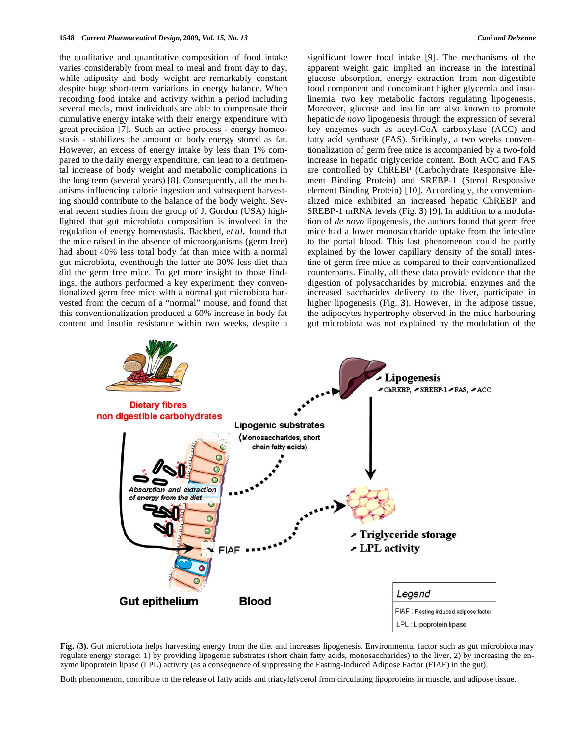the qualitative and quantitative composition of food intake varies considerably from meal to meal and from day to day, while adiposity and body weight are remarkably constant despite huge short-term variations in energy balance. When recording food intake and activity within a period including several meals, most individuals are able to compensate their cumulative energy intake with their energy expenditure with great precision [7]. Such an active process - energy homeostasis - stabilizes the amount of body energy stored as fat. However, an excess of energy intake by less than 1% compared to the daily energy expenditure, can lead to a detrimental increase of body weight and metabolic complications in the long term (several years) [8]. Consequently, all the mechanisms influencing calorie ingestion and subsequent harvesting should contribute to the balance of the body weight. Several recent studies from the group of J. Gordon (USA) highlighted that gut microbiota composition is involved in the regulation of energy homeostasis. Backhed, *et al.* found that the mice raised in the absence of microorganisms (germ free) had about 40% less total body fat than mice with a normal gut microbiota, eventhough the latter ate 30% less diet than did the germ free mice. To get more insight to those findings, the authors performed a key experiment: they conventionalized germ free mice with a normal gut microbiota harvested from the cecum of a "normal" mouse, and found that this conventionalization produced a 60% increase in body fat content and insulin resistance within two weeks, despite a significant lower food intake [9]. The mechanisms of the apparent weight gain implied an increase in the intestinal glucose absorption, energy extraction from non-digestible food component and concomitant higher glycemia and insulinemia, two key metabolic factors regulating lipogenesis. Moreover, glucose and insulin are also known to promote hepatic *de novo* lipogenesis through the expression of several key enzymes such as aceyl-CoA carboxylase (ACC) and fatty acid synthase (FAS). Strikingly, a two weeks conventionalization of germ free mice is accompanied by a two-fold increase in hepatic triglyceride content. Both ACC and FAS are controlled by ChREBP (Carbohydrate Responsive Element Binding Protein) and SREBP-1 (Sterol Responsive element Binding Protein) [10]. Accordingly, the conventionalized mice exhibited an increased hepatic ChREBP and SREBP-1 mRNA levels (Fig. **3**) [9]. In addition to a modulation of *de novo* lipogenesis, the authors found that germ free mice had a lower monosaccharide uptake from the intestine to the portal blood. This last phenomenon could be partly explained by the lower capillary density of the small intestine of germ free mice as compared to their conventionalized counterparts. Finally, all these data provide evidence that the digestion of polysaccharides by microbial enzymes and the increased saccharides delivery to the liver, participate in higher lipogenesis (Fig. **3**). However, in the adipose tissue, the adipocytes hypertrophy observed in the mice harbouring gut microbiota was not explained by the modulation of the

**Fig. (3).** Gut microbiota helps harvesting energy from the diet and increases lipogenesis. Environmental factor such as gut microbiota may regulate energy storage: 1) by providing lipogenic substrates (short chain fatty acids, monosaccharides) to the liver, 2) by increasing the enzyme lipoprotein lipase (LPL) activity (as a consequence of suppressing the Fasting-Induced Adipose Factor (FIAF) in the gut).

Both phenomenon, contribute to the release of fatty acids and triacylglycerol from circulating lipoproteins in muscle, and adipose tissue.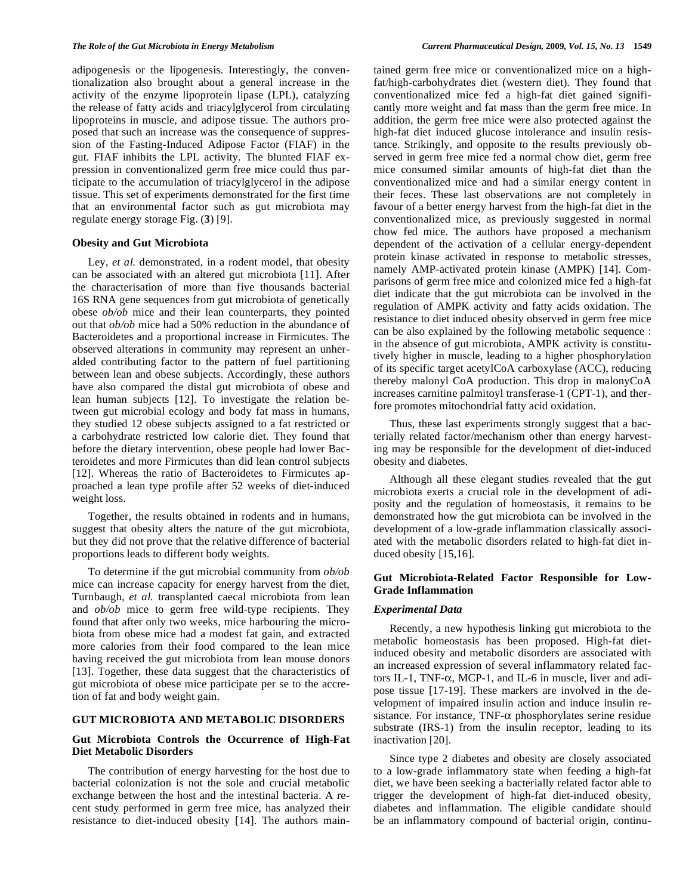adipogenesis or the lipogenesis. Interestingly, the conventionalization also brought about a general increase in the activity of the enzyme lipoprotein lipase (LPL), catalyzing the release of fatty acids and triacylglycerol from circulating lipoproteins in muscle, and adipose tissue. The authors proposed that such an increase was the consequence of suppression of the Fasting-Induced Adipose Factor (FIAF) in the gut. FIAF inhibits the LPL activity. The blunted FIAF expression in conventionalized germ free mice could thus participate to the accumulation of triacylglycerol in the adipose tissue. This set of experiments demonstrated for the first time that an environmental factor such as gut microbiota may regulate energy storage Fig. (**3**) [9].

### Obesity and Gut Microbiota

Ley, *et al.* demonstrated, in a rodent model, that obesity can be associated with an altered gut microbiota [11]. After the characterisation of more than five thousands bacterial 16S RNA gene sequences from gut microbiota of genetically obese *ob/ob* mice and their lean counterparts, they pointed out that *ob/ob* mice had a 50% reduction in the abundance of Bacteroidetes and a proportional increase in Firmicutes. The observed alterations in community may represent an unheralded contributing factor to the pattern of fuel partitioning between lean and obese subjects. Accordingly, these authors have also compared the distal gut microbiota of obese and lean human subjects [12]. To investigate the relation between gut microbial ecology and body fat mass in humans, they studied 12 obese subjects assigned to a fat restricted or a carbohydrate restricted low calorie diet. They found that before the dietary intervention, obese people had lower Bacteroidetes and more Firmicutes than did lean control subjects [12]. Whereas the ratio of Bacteroidetes to Firmicutes approached a lean type profile after 52 weeks of diet-induced weight loss.

Together, the results obtained in rodents and in humans, suggest that obesity alters the nature of the gut microbiota, but they did not prove that the relative difference of bacterial proportions leads to different body weights.

To determine if the gut microbial community from *ob/ob* mice can increase capacity for energy harvest from the diet, Turnbaugh, *et al.* transplanted caecal microbiota from lean and *ob/ob* mice to germ free wild-type recipients. They found that after only two weeks, mice harbouring the microbiota from obese mice had a modest fat gain, and extracted more calories from their food compared to the lean mice having received the gut microbiota from lean mouse donors [13]. Together, these data suggest that the characteristics of gut microbiota of obese mice participate per se to the accretion of fat and body weight gain.

## GUT MICROBIOTA AND METABOLIC DISORDERS

### Gut Microbiota Controls the Occurrence of High-Fat Diet Metabolic Disorders

The contribution of energy harvesting for the host due to bacterial colonization is not the sole and crucial metabolic exchange between the host and the intestinal bacteria. A recent study performed in germ free mice, has analyzed their resistance to diet-induced obesity [14]. The authors maintained germ free mice or conventionalized mice on a high-fat/high-carbohydrates diet (western diet). They found that conventionalized mice fed a high-fat diet gained significantly more weight and fat mass than the germ free mice. In addition, the germ free mice were also protected against the high-fat diet induced glucose intolerance and insulin resistance. Strikingly, and opposite to the results previously observed in germ free mice fed a normal chow diet, germ free mice consumed similar amounts of high-fat diet than the conventionalized mice and had a similar energy content in their feces. These last observations are not completely in favour of a better energy harvest from the high-fat diet in the conventionalized mice, as previously suggested in normal chow fed mice. The authors have proposed a mechanism dependent of the activation of a cellular energy-dependent protein kinase activated in response to metabolic stresses, namely AMP-activated protein kinase (AMPK) [14]. Comparisons of germ free mice and colonized mice fed a high-fat diet indicate that the gut microbiota can be involved in the regulation of AMPK activity and fatty acids oxidation. The resistance to diet induced obesity observed in germ free mice can be also explained by the following metabolic sequence : in the absence of gut microbiota, AMPK activity is constitutively higher in muscle, leading to a higher phosphorylation of its specific target acetylCoA carboxylase (ACC), reducing thereby malonyl CoA production. This drop in malonyCoA increases carnitine palmitoyl transferase-1 (CPT-1), and therfore promotes mitochondrial fatty acid oxidation.

Thus, these last experiments strongly suggest that a bacterially related factor/mechanism other than energy harvesting may be responsible for the development of diet-induced obesity and diabetes.

Although all these elegant studies revealed that the gut microbiota exerts a crucial role in the development of adiposity and the regulation of homeostasis, it remains to be demonstrated how the gut microbiota can be involved in the development of a low-grade inflammation classically associated with the metabolic disorders related to high-fat diet induced obesity [15,16].

### Gut Microbiota-Related Factor Responsible for Low-Grade Inflammation

#### *Experimental Data*

Recently, a new hypothesis linking gut microbiota to the metabolic homeostasis has been proposed. High-fat diet-induced obesity and metabolic disorders are associated with an increased expression of several inflammatory related factors IL-1, TNF-$\alpha$, MCP-1, and IL-6 in muscle, liver and adipose tissue [17-19]. These markers are involved in the development of impaired insulin action and induce insulin resistance. For instance, TNF-$\alpha$ phosphorylates serine residue substrate (IRS-1) from the insulin receptor, leading to its inactivation [20].

Since type 2 diabetes and obesity are closely associated to a low-grade inflammatory state when feeding a high-fat diet, we have been seeking a bacterially related factor able to trigger the development of high-fat diet-induced obesity, diabetes and inflammation. The eligible candidate should be an inflammatory compound of bacterial origin, continu-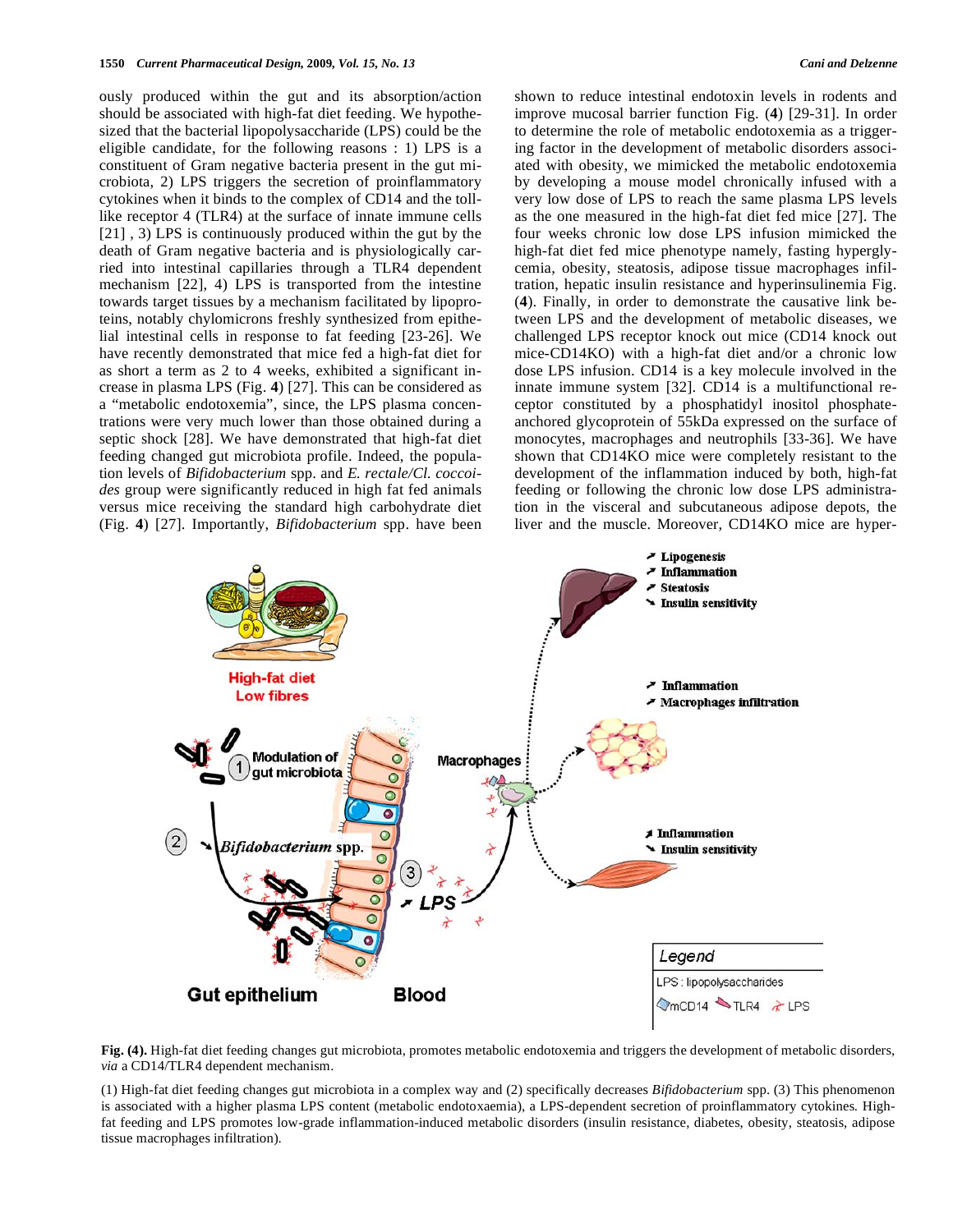ously produced within the gut and its absorption/action should be associated with high-fat diet feeding. We hypothesized that the bacterial lipopolysaccharide (LPS) could be the eligible candidate, for the following reasons : 1) LPS is a constituent of Gram negative bacteria present in the gut microbiota, 2) LPS triggers the secretion of proinflammatory cytokines when it binds to the complex of CD14 and the toll-like receptor 4 (TLR4) at the surface of innate immune cells [21] , 3) LPS is continuously produced within the gut by the death of Gram negative bacteria and is physiologically carried into intestinal capillaries through a TLR4 dependent mechanism [22], 4) LPS is transported from the intestine towards target tissues by a mechanism facilitated by lipoproteins, notably chylomicrons freshly synthesized from epithelial intestinal cells in response to fat feeding [23-26]. We have recently demonstrated that mice fed a high-fat diet for as short a term as 2 to 4 weeks, exhibited a significant increase in plasma LPS (Fig. **4**) [27]. This can be considered as a "metabolic endotoxemia", since, the LPS plasma concentrations were very much lower than those obtained during a septic shock [28]. We have demonstrated that high-fat diet feeding changed gut microbiota profile. Indeed, the population levels of *Bifidobacterium* spp. and *E. rectale/Cl. coccoides* group were significantly reduced in high fat fed animals versus mice receiving the standard high carbohydrate diet (Fig. **4**) [27]. Importantly, *Bifidobacterium* spp. have been shown to reduce intestinal endotoxin levels in rodents and improve mucosal barrier function Fig. (**4**) [29-31]. In order to determine the role of metabolic endotoxemia as a triggering factor in the development of metabolic disorders associated with obesity, we mimicked the metabolic endotoxemia by developing a mouse model chronically infused with a very low dose of LPS to reach the same plasma LPS levels as the one measured in the high-fat diet fed mice [27]. The four weeks chronic low dose LPS infusion mimicked the high-fat diet fed mice phenotype namely, fasting hyperglycemia, obesity, steatosis, adipose tissue macrophages infiltration, hepatic insulin resistance and hyperinsulinemia Fig. (**4**). Finally, in order to demonstrate the causative link between LPS and the development of metabolic diseases, we challenged LPS receptor knock out mice (CD14 knock out mice-CD14KO) with a high-fat diet and/or a chronic low dose LPS infusion. CD14 is a key molecule involved in the innate immune system [32]. CD14 is a multifunctional receptor constituted by a phosphatidyl inositol phosphate-anchored glycoprotein of 55kDa expressed on the surface of monocytes, macrophages and neutrophils [33-36]. We have shown that CD14KO mice were completely resistant to the development of the inflammation induced by both, high-fat feeding or following the chronic low dose LPS administration in the visceral and subcutaneous adipose depots, the liver and the muscle. Moreover, CD14KO mice are hyper-

**Fig. (4).** High-fat diet feeding changes gut microbiota, promotes metabolic endotoxemia and triggers the development of metabolic disorders, *via* a CD14/TLR4 dependent mechanism.

(1) High-fat diet feeding changes gut microbiota in a complex way and (2) specifically decreases *Bifidobacterium* spp. (3) This phenomenon is associated with a higher plasma LPS content (metabolic endotoxaemia), a LPS-dependent secretion of proinflammatory cytokines. High-fat feeding and LPS promotes low-grade inflammation-induced metabolic disorders (insulin resistance, diabetes, obesity, steatosis, adipose tissue macrophages infiltration).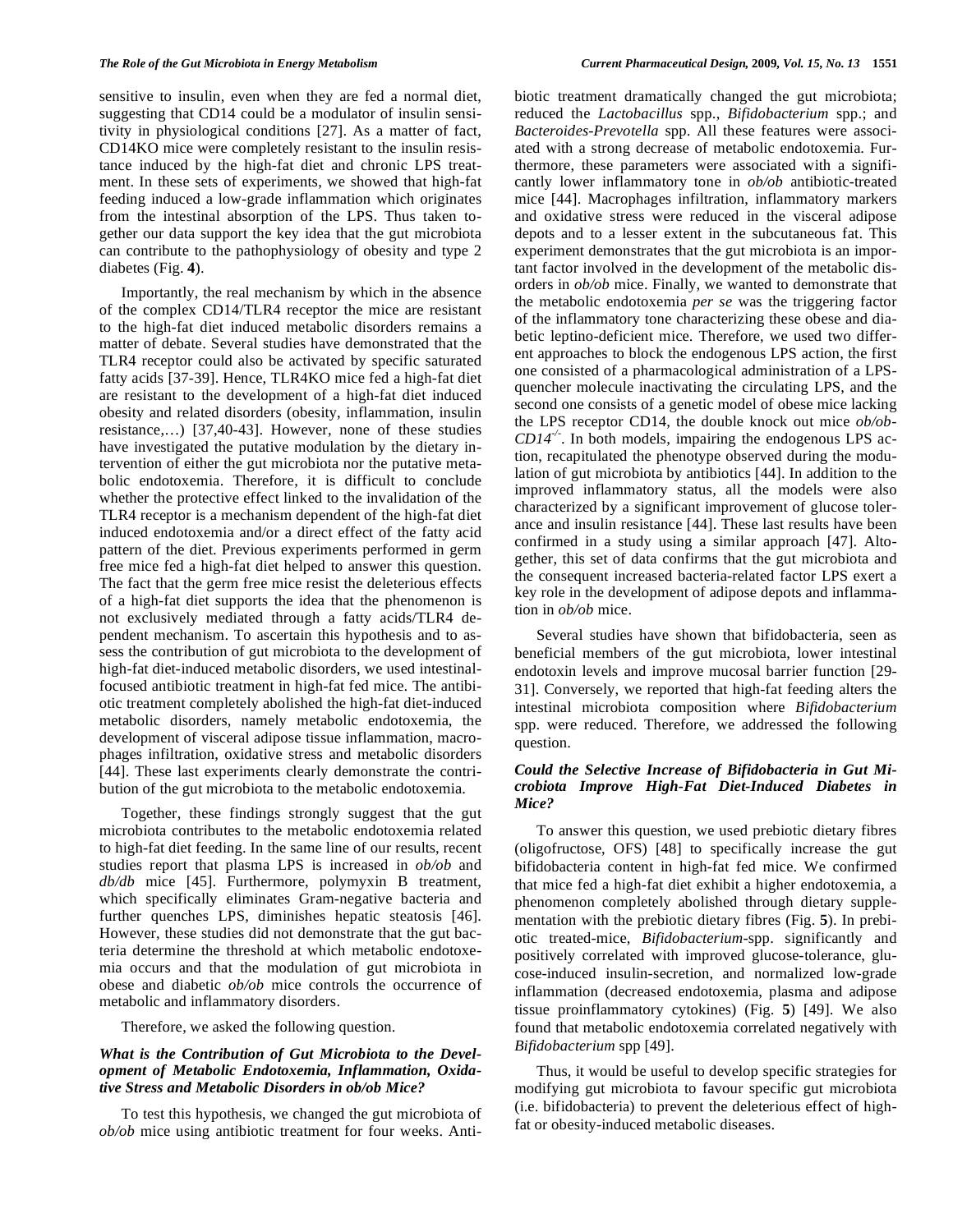sensitive to insulin, even when they are fed a normal diet, suggesting that CD14 could be a modulator of insulin sensitivity in physiological conditions [27]. As a matter of fact, CD14KO mice were completely resistant to the insulin resistance induced by the high-fat diet and chronic LPS treatment. In these sets of experiments, we showed that high-fat feeding induced a low-grade inflammation which originates from the intestinal absorption of the LPS. Thus taken together our data support the key idea that the gut microbiota can contribute to the pathophysiology of obesity and type 2 diabetes (Fig. **4**).

Importantly, the real mechanism by which in the absence of the complex CD14/TLR4 receptor the mice are resistant to the high-fat diet induced metabolic disorders remains a matter of debate. Several studies have demonstrated that the TLR4 receptor could also be activated by specific saturated fatty acids [37-39]. Hence, TLR4KO mice fed a high-fat diet are resistant to the development of a high-fat diet induced obesity and related disorders (obesity, inflammation, insulin resistance,…) [37,40-43]. However, none of these studies have investigated the putative modulation by the dietary intervention of either the gut microbiota nor the putative metabolic endotoxemia. Therefore, it is difficult to conclude whether the protective effect linked to the invalidation of the TLR4 receptor is a mechanism dependent of the high-fat diet induced endotoxemia and/or a direct effect of the fatty acid pattern of the diet. Previous experiments performed in germ free mice fed a high-fat diet helped to answer this question. The fact that the germ free mice resist the deleterious effects of a high-fat diet supports the idea that the phenomenon is not exclusively mediated through a fatty acids/TLR4 dependent mechanism. To ascertain this hypothesis and to assess the contribution of gut microbiota to the development of high-fat diet-induced metabolic disorders, we used intestinal-focused antibiotic treatment in high-fat fed mice. The antibiotic treatment completely abolished the high-fat diet-induced metabolic disorders, namely metabolic endotoxemia, the development of visceral adipose tissue inflammation, macrophages infiltration, oxidative stress and metabolic disorders [44]. These last experiments clearly demonstrate the contribution of the gut microbiota to the metabolic endotoxemia.

Together, these findings strongly suggest that the gut microbiota contributes to the metabolic endotoxemia related to high-fat diet feeding. In the same line of our results, recent studies report that plasma LPS is increased in *ob/ob* and *db/db* mice [45]. Furthermore, polymyxin B treatment, which specifically eliminates Gram-negative bacteria and further quenches LPS, diminishes hepatic steatosis [46]. However, these studies did not demonstrate that the gut bacteria determine the threshold at which metabolic endotoxemia occurs and that the modulation of gut microbiota in obese and diabetic *ob/ob* mice controls the occurrence of metabolic and inflammatory disorders.

Therefore, we asked the following question.

### *What is the Contribution of Gut Microbiota to the Development of Metabolic Endotoxemia, Inflammation, Oxidative Stress and Metabolic Disorders in ob/ob Mice?*

To test this hypothesis, we changed the gut microbiota of *ob/ob* mice using antibiotic treatment for four weeks. Antibiotic treatment dramatically changed the gut microbiota; reduced the *Lactobacillus* spp., *Bifidobacterium* spp.; and *Bacteroides-Prevotella* spp. All these features were associated with a strong decrease of metabolic endotoxemia. Furthermore, these parameters were associated with a significantly lower inflammatory tone in *ob/ob* antibiotic-treated mice [44]. Macrophages infiltration, inflammatory markers and oxidative stress were reduced in the visceral adipose depots and to a lesser extent in the subcutaneous fat. This experiment demonstrates that the gut microbiota is an important factor involved in the development of the metabolic disorders in *ob/ob* mice. Finally, we wanted to demonstrate that the metabolic endotoxemia *per se* was the triggering factor of the inflammatory tone characterizing these obese and diabetic leptino-deficient mice. Therefore, we used two different approaches to block the endogenous LPS action, the first one consisted of a pharmacological administration of a LPS-quencher molecule inactivating the circulating LPS, and the second one consists of a genetic model of obese mice lacking the LPS receptor CD14, the double knock out mice *ob/ob-CD14*$^{-/-}$. In both models, impairing the endogenous LPS action, recapitulated the phenotype observed during the modulation of gut microbiota by antibiotics [44]. In addition to the improved inflammatory status, all the models were also characterized by a significant improvement of glucose tolerance and insulin resistance [44]. These last results have been confirmed in a study using a similar approach [47]. Altogether, this set of data confirms that the gut microbiota and the consequent increased bacteria-related factor LPS exert a key role in the development of adipose depots and inflammation in *ob/ob* mice.

Several studies have shown that bifidobacteria, seen as beneficial members of the gut microbiota, lower intestinal endotoxin levels and improve mucosal barrier function [29-31]. Conversely, we reported that high-fat feeding alters the intestinal microbiota composition where *Bifidobacterium* spp. were reduced. Therefore, we addressed the following question.

### *Could the Selective Increase of Bifidobacteria in Gut Microbiota Improve High-Fat Diet-Induced Diabetes in Mice?*

To answer this question, we used prebiotic dietary fibres (oligofructose, OFS) [48] to specifically increase the gut bifidobacteria content in high-fat fed mice. We confirmed that mice fed a high-fat diet exhibit a higher endotoxemia, a phenomenon completely abolished through dietary supplementation with the prebiotic dietary fibres (Fig. **5**). In prebiotic treated-mice, *Bifidobacterium*-spp. significantly and positively correlated with improved glucose-tolerance, glucose-induced insulin-secretion, and normalized low-grade inflammation (decreased endotoxemia, plasma and adipose tissue proinflammatory cytokines) (Fig. **5**) [49]. We also found that metabolic endotoxemia correlated negatively with *Bifidobacterium* spp [49].

Thus, it would be useful to develop specific strategies for modifying gut microbiota to favour specific gut microbiota (i.e. bifidobacteria) to prevent the deleterious effect of high-fat or obesity-induced metabolic diseases.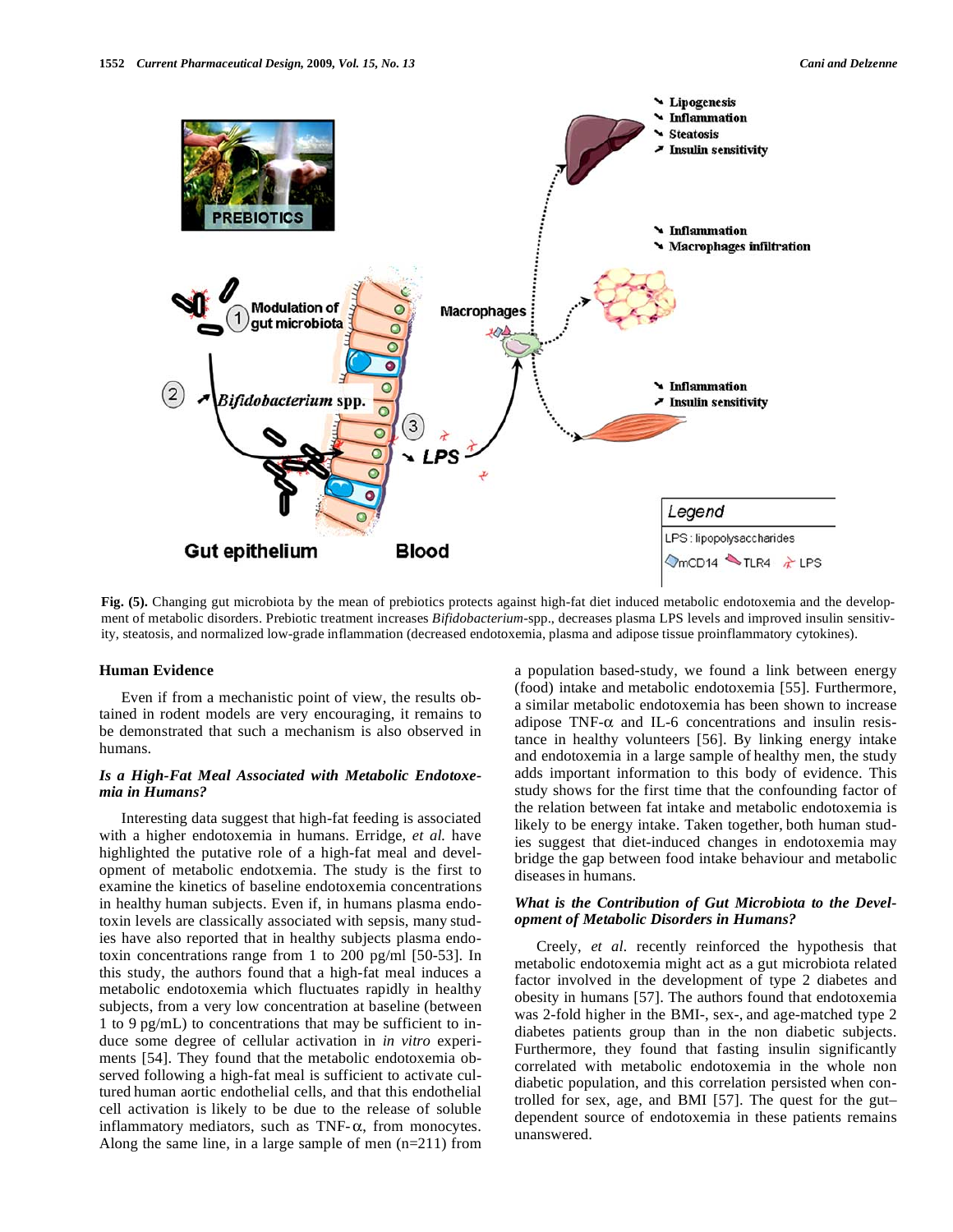**Fig. (5).** Changing gut microbiota by the mean of prebiotics protects against high-fat diet induced metabolic endotoxemia and the development of metabolic disorders. Prebiotic treatment increases *Bifidobacterium*-spp., decreases plasma LPS levels and improved insulin sensitivity, steatosis, and normalized low-grade inflammation (decreased endotoxemia, plasma and adipose tissue proinflammatory cytokines).

## Human Evidence

Even if from a mechanistic point of view, the results obtained in rodent models are very encouraging, it remains to be demonstrated that such a mechanism is also observed in humans.

### *Is a High-Fat Meal Associated with Metabolic Endotoxemia in Humans?*

Interesting data suggest that high-fat feeding is associated with a higher endotoxemia in humans. Erridge, *et al.* have highlighted the putative role of a high-fat meal and development of metabolic endotxemia. The study is the first to examine the kinetics of baseline endotoxemia concentrations in healthy human subjects. Even if, in humans plasma endotoxin levels are classically associated with sepsis, many studies have also reported that in healthy subjects plasma endotoxin concentrations range from 1 to 200 pg/ml [50-53]. In this study, the authors found that a high-fat meal induces a metabolic endotoxemia which fluctuates rapidly in healthy subjects, from a very low concentration at baseline (between 1 to 9 pg/mL) to concentrations that may be sufficient to induce some degree of cellular activation in *in vitro* experiments [54]. They found that the metabolic endotoxemia observed following a high-fat meal is sufficient to activate cultured human aortic endothelial cells, and that this endothelial cell activation is likely to be due to the release of soluble inflammatory mediators, such as TNF-$\alpha$, from monocytes. Along the same line, in a large sample of men (n=211) from a population based-study, we found a link between energy (food) intake and metabolic endotoxemia [55]. Furthermore, a similar metabolic endotoxemia has been shown to increase adipose TNF-$\alpha$ and IL-6 concentrations and insulin resistance in healthy volunteers [56]. By linking energy intake and endotoxemia in a large sample of healthy men, the study adds important information to this body of evidence. This study shows for the first time that the confounding factor of the relation between fat intake and metabolic endotoxemia is likely to be energy intake. Taken together, both human studies suggest that diet-induced changes in endotoxemia may bridge the gap between food intake behaviour and metabolic diseases in humans.

### *What is the Contribution of Gut Microbiota to the Development of Metabolic Disorders in Humans?*

Creely, *et al.* recently reinforced the hypothesis that metabolic endotoxemia might act as a gut microbiota related factor involved in the development of type 2 diabetes and obesity in humans [57]. The authors found that endotoxemia was 2-fold higher in the BMI-, sex-, and age-matched type 2 diabetes patients group than in the non diabetic subjects. Furthermore, they found that fasting insulin significantly correlated with metabolic endotoxemia in the whole non diabetic population, and this correlation persisted when controlled for sex, age, and BMI [57]. The quest for the gut–dependent source of endotoxemia in these patients remains unanswered.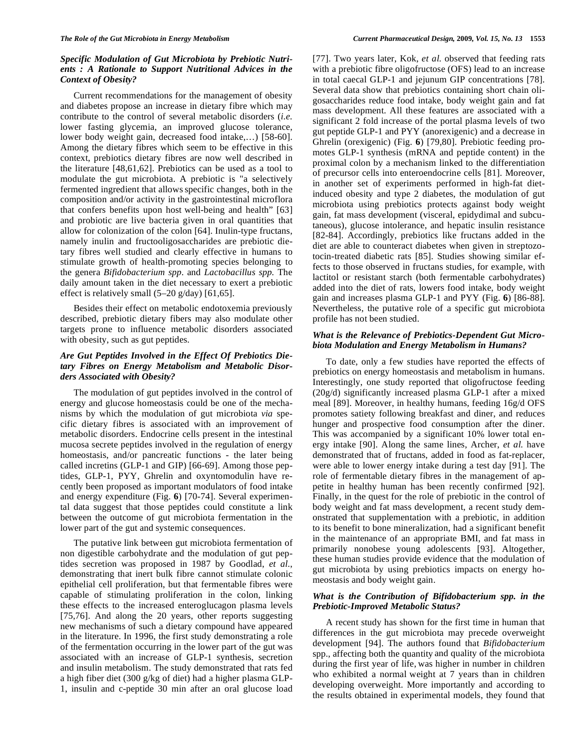### *Specific Modulation of Gut Microbiota by Prebiotic Nutrients : A Rationale to Support Nutritional Advices in the Context of Obesity?*

Current recommendations for the management of obesity and diabetes propose an increase in dietary fibre which may contribute to the control of several metabolic disorders (*i.e.* lower fasting glycemia, an improved glucose tolerance, lower body weight gain, decreased food intake,…) [58-60]. Among the dietary fibres which seem to be effective in this context, prebiotics dietary fibres are now well described in the literature [48,61,62]. Prebiotics can be used as a tool to modulate the gut microbiota. A prebiotic is "a selectively fermented ingredient that allows specific changes, both in the composition and/or activity in the gastrointestinal microflora that confers benefits upon host well-being and health" [63] and probiotic are live bacteria given in oral quantities that allow for colonization of the colon [64]. Inulin-type fructans, namely inulin and fructooligosaccharides are prebiotic dietary fibres well studied and clearly effective in humans to stimulate growth of health-promoting species belonging to the genera *Bifidobacterium spp*. and *Lactobacillus spp.* The daily amount taken in the diet necessary to exert a prebiotic effect is relatively small (5–20 g/day) [61,65].

Besides their effect on metabolic endotoxemia previously described, prebiotic dietary fibers may also modulate other targets prone to influence metabolic disorders associated with obesity, such as gut peptides.

### *Are Gut Peptides Involved in the Effect Of Prebiotics Dietary Fibres on Energy Metabolism and Metabolic Disorders Associated with Obesity?*

The modulation of gut peptides involved in the control of energy and glucose homeostasis could be one of the mechanisms by which the modulation of gut microbiota *via* specific dietary fibres is associated with an improvement of metabolic disorders. Endocrine cells present in the intestinal mucosa secrete peptides involved in the regulation of energy homeostasis, and/or pancreatic functions - the later being called incretins (GLP-1 and GIP) [66-69]. Among those peptides, GLP-1, PYY, Ghrelin and oxyntomodulin have recently been proposed as important modulators of food intake and energy expenditure (Fig. **6**) [70-74]. Several experimental data suggest that those peptides could constitute a link between the outcome of gut microbiota fermentation in the lower part of the gut and systemic consequences.

The putative link between gut microbiota fermentation of non digestible carbohydrate and the modulation of gut peptides secretion was proposed in 1987 by Goodlad, *et al.*, demonstrating that inert bulk fibre cannot stimulate colonic epithelial cell proliferation, but that fermentable fibres were capable of stimulating proliferation in the colon, linking these effects to the increased enteroglucagon plasma levels [75,76]. And along the 20 years, other reports suggesting new mechanisms of such a dietary compound have appeared in the literature. In 1996, the first study demonstrating a role of the fermentation occurring in the lower part of the gut was associated with an increase of GLP-1 synthesis, secretion and insulin metabolism. The study demonstrated that rats fed a high fiber diet (300 g/kg of diet) had a higher plasma GLP-1, insulin and c-peptide 30 min after an oral glucose load [77]. Two years later, Kok, *et al.* observed that feeding rats with a prebiotic fibre oligofructose (OFS) lead to an increase in total caecal GLP-1 and jejunum GIP concentrations [78]. Several data show that prebiotics containing short chain oligosaccharides reduce food intake, body weight gain and fat mass development. All these features are associated with a significant 2 fold increase of the portal plasma levels of two gut peptide GLP-1 and PYY (anorexigenic) and a decrease in Ghrelin (orexigenic) (Fig. **6**) [79,80]. Prebiotic feeding promotes GLP-1 synthesis (mRNA and peptide content) in the proximal colon by a mechanism linked to the differentiation of precursor cells into enteroendocrine cells [81]. Moreover, in another set of experiments performed in high-fat diet-induced obesity and type 2 diabetes, the modulation of gut microbiota using prebiotics protects against body weight gain, fat mass development (visceral, epidydimal and subcutaneous), glucose intolerance, and hepatic insulin resistance [82-84]. Accordingly, prebiotics like fructans added in the diet are able to counteract diabetes when given in streptozotocin-treated diabetic rats [85]. Studies showing similar effects to those observed in fructans studies, for example, with lactitol or resistant starch (both fermentable carbohydrates) added into the diet of rats, lowers food intake, body weight gain and increases plasma GLP-1 and PYY (Fig. **6**) [86-88]. Nevertheless, the putative role of a specific gut microbiota profile has not been studied.

### *What is the Relevance of Prebiotics-Dependent Gut Microbiota Modulation and Energy Metabolism in Humans?*

To date, only a few studies have reported the effects of prebiotics on energy homeostasis and metabolism in humans. Interestingly, one study reported that oligofructose feeding (20g/d) significantly increased plasma GLP-1 after a mixed meal [89]. Moreover, in healthy humans, feeding 16g/d OFS promotes satiety following breakfast and diner, and reduces hunger and prospective food consumption after the diner. This was accompanied by a significant 10% lower total energy intake [90]. Along the same lines, Archer, *et al.* have demonstrated that of fructans, added in food as fat-replacer, were able to lower energy intake during a test day [91]. The role of fermentable dietary fibres in the management of appetite in healthy human has been recently confirmed [92]. Finally, in the quest for the role of prebiotic in the control of body weight and fat mass development, a recent study demonstrated that supplementation with a prebiotic, in addition to its benefit to bone mineralization, had a significant benefit in the maintenance of an appropriate BMI, and fat mass in primarily nonobese young adolescents [93]. Altogether, these human studies provide evidence that the modulation of gut microbiota by using prebiotics impacts on energy homeostasis and body weight gain.

### *What is the Contribution of Bifidobacterium spp. in the Prebiotic-Improved Metabolic Status?*

A recent study has shown for the first time in human that differences in the gut microbiota may precede overweight development [94]. The authors found that *Bifidobacterium* spp., affecting both the quantity and quality of the microbiota during the first year of life, was higher in number in children who exhibited a normal weight at 7 years than in children developing overweight. More importantly and according to the results obtained in experimental models, they found that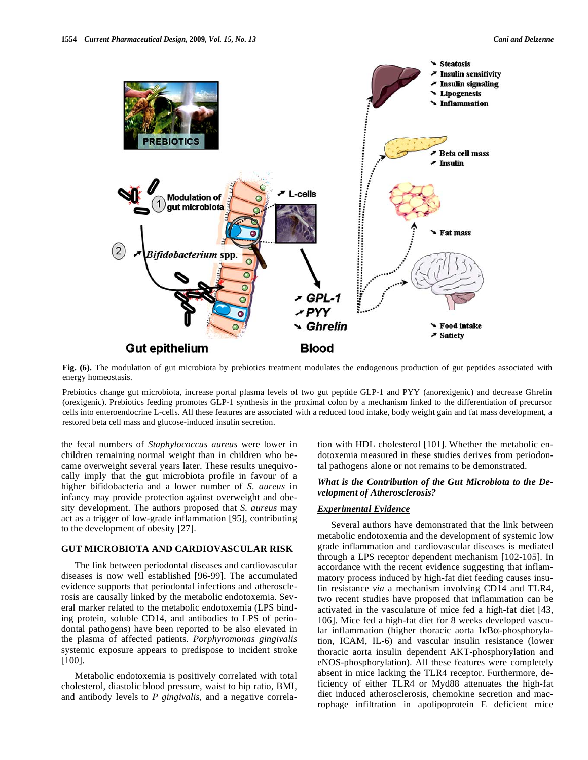**Fig. (6).** The modulation of gut microbiota by prebiotics treatment modulates the endogenous production of gut peptides associated with energy homeostasis.

Prebiotics change gut microbiota, increase portal plasma levels of two gut peptide GLP-1 and PYY (anorexigenic) and decrease Ghrelin (orexigenic). Prebiotics feeding promotes GLP-1 synthesis in the proximal colon by a mechanism linked to the differentiation of precursor cells into enteroendocrine L-cells. All these features are associated with a reduced food intake, body weight gain and fat mass development, a restored beta cell mass and glucose-induced insulin secretion.

the fecal numbers of *Staphylococcus aureus* were lower in children remaining normal weight than in children who became overweight several years later. These results unequivocally imply that the gut microbiota profile in favour of a higher bifidobacteria and a lower number of *S. aureus* in infancy may provide protection against overweight and obesity development. The authors proposed that *S. aureus* may act as a trigger of low-grade inflammation [95], contributing to the development of obesity [27].

## GUT MICROBIOTA AND CARDIOVASCULAR RISK

The link between periodontal diseases and cardiovascular diseases is now well established [96-99]. The accumulated evidence supports that periodontal infections and atherosclerosis are causally linked by the metabolic endotoxemia. Several marker related to the metabolic endotoxemia (LPS binding protein, soluble CD14, and antibodies to LPS of periodontal pathogens) have been reported to be also elevated in the plasma of affected patients. *Porphyromonas gingivalis* systemic exposure appears to predispose to incident stroke [100].

Metabolic endotoxemia is positively correlated with total cholesterol, diastolic blood pressure, waist to hip ratio, BMI, and antibody levels to *P gingivalis*, and a negative correlation with HDL cholesterol [101]. Whether the metabolic endotoxemia measured in these studies derives from periodontal pathogens alone or not remains to be demonstrated.

### *What is the Contribution of the Gut Microbiota to the Development of Atherosclerosis?*

#### *Experimental Evidence*

Several authors have demonstrated that the link between metabolic endotoxemia and the development of systemic low grade inflammation and cardiovascular diseases is mediated through a LPS receptor dependent mechanism [102-105]. In accordance with the recent evidence suggesting that inflammatory process induced by high-fat diet feeding causes insulin resistance *via* a mechanism involving CD14 and TLR4, two recent studies have proposed that inflammation can be activated in the vasculature of mice fed a high-fat diet [43, 106]. Mice fed a high-fat diet for 8 weeks developed vascular inflammation (higher thoracic aorta IκBα-phosphorylation, ICAM, IL-6) and vascular insulin resistance (lower thoracic aorta insulin dependent AKT-phosphorylation and eNOS-phosphorylation). All these features were completely absent in mice lacking the TLR4 receptor. Furthermore, deficiency of either TLR4 or Myd88 attenuates the high-fat diet induced atherosclerosis, chemokine secretion and macrophage infiltration in apolipoprotein E deficient mice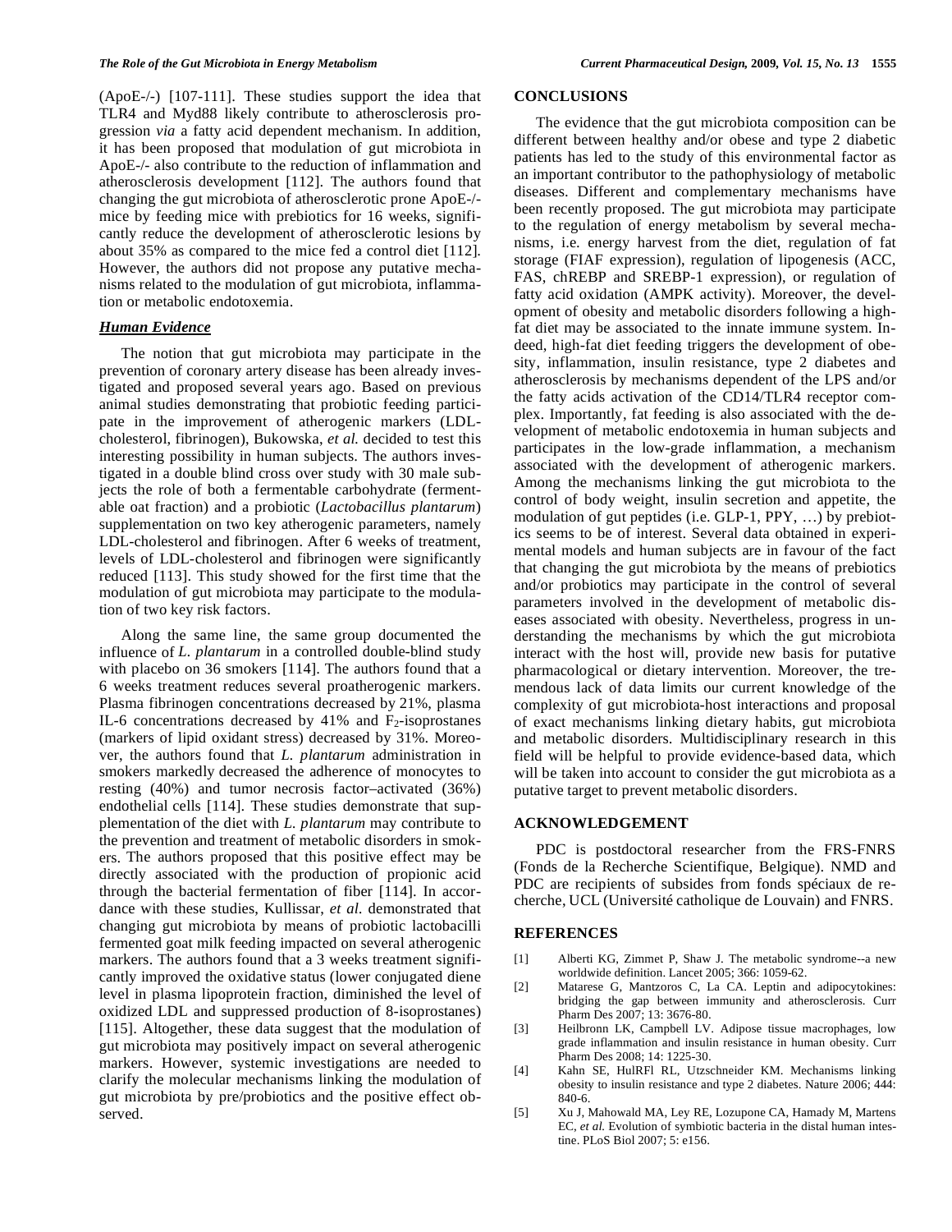(ApoE-/-) [107-111]. These studies support the idea that TLR4 and Myd88 likely contribute to atherosclerosis progression *via* a fatty acid dependent mechanism. In addition, it has been proposed that modulation of gut microbiota in ApoE-/- also contribute to the reduction of inflammation and atherosclerosis development [112]. The authors found that changing the gut microbiota of atherosclerotic prone ApoE-/- mice by feeding mice with prebiotics for 16 weeks, significantly reduce the development of atherosclerotic lesions by about 35% as compared to the mice fed a control diet [112]. However, the authors did not propose any putative mechanisms related to the modulation of gut microbiota, inflammation or metabolic endotoxemia.

### *Human Evidence*

The notion that gut microbiota may participate in the prevention of coronary artery disease has been already investigated and proposed several years ago. Based on previous animal studies demonstrating that probiotic feeding participate in the improvement of atherogenic markers (LDL-cholesterol, fibrinogen), Bukowska, *et al.* decided to test this interesting possibility in human subjects. The authors investigated in a double blind cross over study with 30 male subjects the role of both a fermentable carbohydrate (fermentable oat fraction) and a probiotic (*Lactobacillus plantarum*) supplementation on two key atherogenic parameters, namely LDL-cholesterol and fibrinogen. After 6 weeks of treatment, levels of LDL-cholesterol and fibrinogen were significantly reduced [113]. This study showed for the first time that the modulation of gut microbiota may participate to the modulation of two key risk factors.

Along the same line, the same group documented the influence of *L. plantarum* in a controlled double-blind study with placebo on 36 smokers [114]. The authors found that a 6 weeks treatment reduces several proatherogenic markers. Plasma fibrinogen concentrations decreased by 21%, plasma IL-6 concentrations decreased by 41% and $F_2$-isoprostanes (markers of lipid oxidant stress) decreased by 31%. Moreover, the authors found that *L. plantarum* administration in smokers markedly decreased the adherence of monocytes to resting (40%) and tumor necrosis factor–activated (36%) endothelial cells [114]. These studies demonstrate that supplementation of the diet with *L. plantarum* may contribute to the prevention and treatment of metabolic disorders in smokers. The authors proposed that this positive effect may be directly associated with the production of propionic acid through the bacterial fermentation of fiber [114]. In accordance with these studies, Kullissar, *et al.* demonstrated that changing gut microbiota by means of probiotic lactobacilli fermented goat milk feeding impacted on several atherogenic markers. The authors found that a 3 weeks treatment significantly improved the oxidative status (lower conjugated diene level in plasma lipoprotein fraction, diminished the level of oxidized LDL and suppressed production of 8-isoprostanes) [115]. Altogether, these data suggest that the modulation of gut microbiota may positively impact on several atherogenic markers. However, systemic investigations are needed to clarify the molecular mechanisms linking the modulation of gut microbiota by pre/probiotics and the positive effect observed.

## CONCLUSIONS

The evidence that the gut microbiota composition can be different between healthy and/or obese and type 2 diabetic patients has led to the study of this environmental factor as an important contributor to the pathophysiology of metabolic diseases. Different and complementary mechanisms have been recently proposed. The gut microbiota may participate to the regulation of energy metabolism by several mechanisms, i.e. energy harvest from the diet, regulation of fat storage (FIAF expression), regulation of lipogenesis (ACC, FAS, chREBP and SREBP-1 expression), or regulation of fatty acid oxidation (AMPK activity). Moreover, the development of obesity and metabolic disorders following a high-fat diet may be associated to the innate immune system. Indeed, high-fat diet feeding triggers the development of obesity, inflammation, insulin resistance, type 2 diabetes and atherosclerosis by mechanisms dependent of the LPS and/or the fatty acids activation of the CD14/TLR4 receptor complex. Importantly, fat feeding is also associated with the development of metabolic endotoxemia in human subjects and participates in the low-grade inflammation, a mechanism associated with the development of atherogenic markers. Among the mechanisms linking the gut microbiota to the control of body weight, insulin secretion and appetite, the modulation of gut peptides (i.e. GLP-1, PPY, …) by prebiotics seems to be of interest. Several data obtained in experimental models and human subjects are in favour of the fact that changing the gut microbiota by the means of prebiotics and/or probiotics may participate in the control of several parameters involved in the development of metabolic diseases associated with obesity. Nevertheless, progress in understanding the mechanisms by which the gut microbiota interact with the host will, provide new basis for putative pharmacological or dietary intervention. Moreover, the tremendous lack of data limits our current knowledge of the complexity of gut microbiota-host interactions and proposal of exact mechanisms linking dietary habits, gut microbiota and metabolic disorders. Multidisciplinary research in this field will be helpful to provide evidence-based data, which will be taken into account to consider the gut microbiota as a putative target to prevent metabolic disorders.

## ACKNOWLEDGEMENT

PDC is postdoctoral researcher from the FRS-FNRS (Fonds de la Recherche Scientifique, Belgique). NMD and PDC are recipients of subsides from fonds spéciaux de recherche, UCL (Université catholique de Louvain) and FNRS.

## REFERENCES

[1] Alberti KG, Zimmet P, Shaw J. The metabolic syndrome--a new worldwide definition. Lancet 2005; 366: 1059-62.

[2] Matarese G, Mantzoros C, La CA. Leptin and adipocytokines: bridging the gap between immunity and atherosclerosis. Curr Pharm Des 2007; 13: 3676-80.

[3] Heilbronn LK, Campbell LV. Adipose tissue macrophages, low grade inflammation and insulin resistance in human obesity. Curr Pharm Des 2008; 14: 1225-30.

[4] Kahn SE, HulRFl RL, Utzschneider KM. Mechanisms linking obesity to insulin resistance and type 2 diabetes. Nature 2006; 444: 840-6.

[5] Xu J, Mahowald MA, Ley RE, Lozupone CA, Hamady M, Martens EC, *et al.* Evolution of symbiotic bacteria in the distal human intestine. PLoS Biol 2007; 5: e156.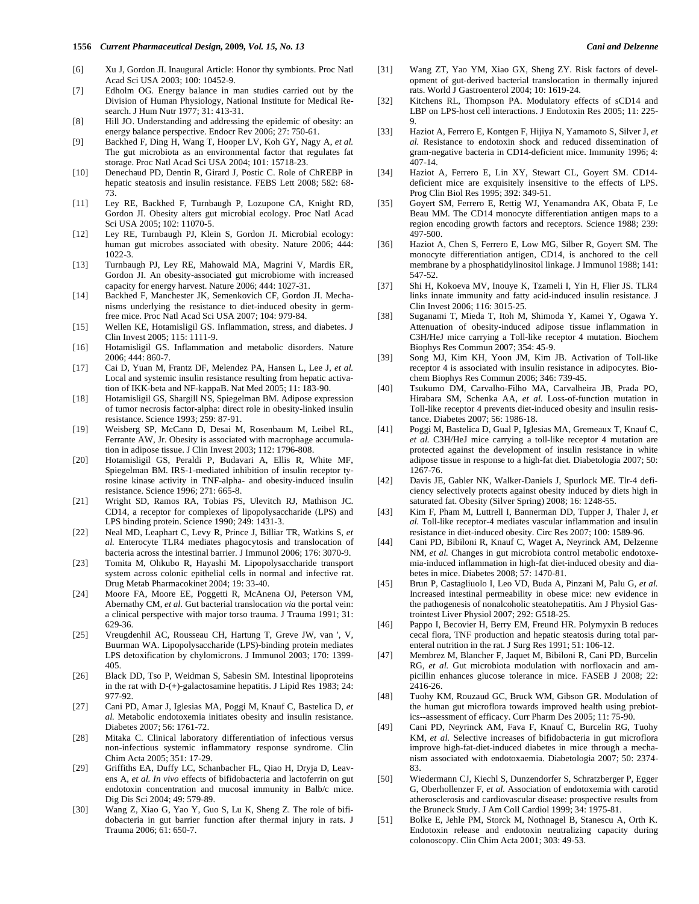[6] Xu J, Gordon JI. Inaugural Article: Honor thy symbionts. Proc Natl Acad Sci USA 2003; 100: 10452-9.

[7] Edholm OG. Energy balance in man studies carried out by the Division of Human Physiology, National Institute for Medical Research. J Hum Nutr 1977; 31: 413-31.

[8] Hill JO. Understanding and addressing the epidemic of obesity: an energy balance perspective. Endocr Rev 2006; 27: 750-61.

[9] Backhed F, Ding H, Wang T, Hooper LV, Koh GY, Nagy A, *et al.* The gut microbiota as an environmental factor that regulates fat storage. Proc Natl Acad Sci USA 2004; 101: 15718-23.

[10] Denechaud PD, Dentin R, Girard J, Postic C. Role of ChREBP in hepatic steatosis and insulin resistance. FEBS Lett 2008; 582: 68-73.

[11] Ley RE, Backhed F, Turnbaugh P, Lozupone CA, Knight RD, Gordon JI. Obesity alters gut microbial ecology. Proc Natl Acad Sci USA 2005; 102: 11070-5.

[12] Ley RE, Turnbaugh PJ, Klein S, Gordon JI. Microbial ecology: human gut microbes associated with obesity. Nature 2006; 444: 1022-3.

[13] Turnbaugh PJ, Ley RE, Mahowald MA, Magrini V, Mardis ER, Gordon JI. An obesity-associated gut microbiome with increased capacity for energy harvest. Nature 2006; 444: 1027-31.

[14] Backhed F, Manchester JK, Semenkovich CF, Gordon JI. Mechanisms underlying the resistance to diet-induced obesity in germ-free mice. Proc Natl Acad Sci USA 2007; 104: 979-84.

[15] Wellen KE, Hotamisligil GS. Inflammation, stress, and diabetes. J Clin Invest 2005; 115: 1111-9.

[16] Hotamisligil GS. Inflammation and metabolic disorders. Nature 2006; 444: 860-7.

[17] Cai D, Yuan M, Frantz DF, Melendez PA, Hansen L, Lee J, *et al.* Local and systemic insulin resistance resulting from hepatic activation of IKK-beta and NF-kappaB. Nat Med 2005; 11: 183-90.

[18] Hotamisligil GS, Shargill NS, Spiegelman BM. Adipose expression of tumor necrosis factor-alpha: direct role in obesity-linked insulin resistance. Science 1993; 259: 87-91.

[19] Weisberg SP, McCann D, Desai M, Rosenbaum M, Leibel RL, Ferrante AW, Jr. Obesity is associated with macrophage accumulation in adipose tissue. J Clin Invest 2003; 112: 1796-808.

[20] Hotamisligil GS, Peraldi P, Budavari A, Ellis R, White MF, Spiegelman BM. IRS-1-mediated inhibition of insulin receptor tyrosine kinase activity in TNF-alpha- and obesity-induced insulin resistance. Science 1996; 271: 665-8.

[21] Wright SD, Ramos RA, Tobias PS, Ulevitch RJ, Mathison JC. CD14, a receptor for complexes of lipopolysaccharide (LPS) and LPS binding protein. Science 1990; 249: 1431-3.

[22] Neal MD, Leaphart C, Levy R, Prince J, Billiar TR, Watkins S, *et al.* Enterocyte TLR4 mediates phagocytosis and translocation of bacteria across the intestinal barrier. J Immunol 2006; 176: 3070-9.

[23] Tomita M, Ohkubo R, Hayashi M. Lipopolysaccharide transport system across colonic epithelial cells in normal and infective rat. Drug Metab Pharmacokinet 2004; 19: 33-40.

[24] Moore FA, Moore EE, Poggetti R, McAnena OJ, Peterson VM, Abernathy CM, *et al.* Gut bacterial translocation *via* the portal vein: a clinical perspective with major torso trauma. J Trauma 1991; 31: 629-36.

[25] Vreugdenhil AC, Rousseau CH, Hartung T, Greve JW, van ', V, Buurman WA. Lipopolysaccharide (LPS)-binding protein mediates LPS detoxification by chylomicrons. J Immunol 2003; 170: 1399-405.

[26] Black DD, Tso P, Weidman S, Sabesin SM. Intestinal lipoproteins in the rat with D-(+)-galactosamine hepatitis. J Lipid Res 1983; 24: 977-92.

[27] Cani PD, Amar J, Iglesias MA, Poggi M, Knauf C, Bastelica D, *et al.* Metabolic endotoxemia initiates obesity and insulin resistance. Diabetes 2007; 56: 1761-72.

[28] Mitaka C. Clinical laboratory differentiation of infectious versus non-infectious systemic inflammatory response syndrome. Clin Chim Acta 2005; 351: 17-29.

[29] Griffiths EA, Duffy LC, Schanbacher FL, Qiao H, Dryja D, Leavens A, *et al.* *In vivo* effects of bifidobacteria and lactoferrin on gut endotoxin concentration and mucosal immunity in Balb/c mice. Dig Dis Sci 2004; 49: 579-89.

[30] Wang Z, Xiao G, Yao Y, Guo S, Lu K, Sheng Z. The role of bifidobacteria in gut barrier function after thermal injury in rats. J Trauma 2006; 61: 650-7.

[31] Wang ZT, Yao YM, Xiao GX, Sheng ZY. Risk factors of development of gut-derived bacterial translocation in thermally injured rats. World J Gastroenterol 2004; 10: 1619-24.

[32] Kitchens RL, Thompson PA. Modulatory effects of sCD14 and LBP on LPS-host cell interactions. J Endotoxin Res 2005; 11: 225-9.

[33] Haziot A, Ferrero E, Kontgen F, Hijiya N, Yamamoto S, Silver J, *et al.* Resistance to endotoxin shock and reduced dissemination of gram-negative bacteria in CD14-deficient mice. Immunity 1996; 4: 407-14.

[34] Haziot A, Ferrero E, Lin XY, Stewart CL, Goyert SM. CD14-deficient mice are exquisitely insensitive to the effects of LPS. Prog Clin Biol Res 1995; 392: 349-51.

[35] Goyert SM, Ferrero E, Rettig WJ, Yenamandra AK, Obata F, Le Beau MM. The CD14 monocyte differentiation antigen maps to a region encoding growth factors and receptors. Science 1988; 239: 497-500.

[36] Haziot A, Chen S, Ferrero E, Low MG, Silber R, Goyert SM. The monocyte differentiation antigen, CD14, is anchored to the cell membrane by a phosphatidylinositol linkage. J Immunol 1988; 141: 547-52.

[37] Shi H, Kokoeva MV, Inouye K, Tzameli I, Yin H, Flier JS. TLR4 links innate immunity and fatty acid-induced insulin resistance. J Clin Invest 2006; 116: 3015-25.

[38] Suganami T, Mieda T, Itoh M, Shimoda Y, Kamei Y, Ogawa Y. Attenuation of obesity-induced adipose tissue inflammation in C3H/HeJ mice carrying a Toll-like receptor 4 mutation. Biochem Biophys Res Commun 2007; 354: 45-9.

[39] Song MJ, Kim KH, Yoon JM, Kim JB. Activation of Toll-like receptor 4 is associated with insulin resistance in adipocytes. Biochem Biophys Res Commun 2006; 346: 739-45.

[40] Tsukumo DM, Carvalho-Filho MA, Carvalheira JB, Prada PO, Hirabara SM, Schenka AA, *et al.* Loss-of-function mutation in Toll-like receptor 4 prevents diet-induced obesity and insulin resistance. Diabetes 2007; 56: 1986-18.

[41] Poggi M, Bastelica D, Gual P, Iglesias MA, Gremeaux T, Knauf C, *et al.* C3H/HeJ mice carrying a toll-like receptor 4 mutation are protected against the development of insulin resistance in white adipose tissue in response to a high-fat diet. Diabetologia 2007; 50: 1267-76.

[42] Davis JE, Gabler NK, Walker-Daniels J, Spurlock ME. Tlr-4 deficiency selectively protects against obesity induced by diets high in saturated fat. Obesity (Silver Spring) 2008; 16: 1248-55.

[43] Kim F, Pham M, Luttrell I, Bannerman DD, Tupper J, Thaler J, *et al.* Toll-like receptor-4 mediates vascular inflammation and insulin resistance in diet-induced obesity. Circ Res 2007; 100: 1589-96.

[44] Cani PD, Bibiloni R, Knauf C, Waget A, Neyrinck AM, Delzenne NM, *et al.* Changes in gut microbiota control metabolic endotoxemia-induced inflammation in high-fat diet-induced obesity and diabetes in mice. Diabetes 2008; 57: 1470-81.

[45] Brun P, Castagliuolo I, Leo VD, Buda A, Pinzani M, Palu G, *et al.* Increased intestinal permeability in obese mice: new evidence in the pathogenesis of nonalcoholic steatohepatitis. Am J Physiol Gastrointest Liver Physiol 2007; 292: G518-25.

[46] Pappo I, Becovier H, Berry EM, Freund HR. Polymyxin B reduces cecal flora, TNF production and hepatic steatosis during total parenteral nutrition in the rat. J Surg Res 1991; 51: 106-12.

[47] Membrez M, Blancher F, Jaquet M, Bibiloni R, Cani PD, Burcelin RG, *et al.* Gut microbiota modulation with norfloxacin and ampicillin enhances glucose tolerance in mice. FASEB J 2008; 22: 2416-26.

[48] Tuohy KM, Rouzaud GC, Bruck WM, Gibson GR. Modulation of the human gut microflora towards improved health using prebiotics--assessment of efficacy. Curr Pharm Des 2005; 11: 75-90.

[49] Cani PD, Neyrinck AM, Fava F, Knauf C, Burcelin RG, Tuohy KM, *et al.* Selective increases of bifidobacteria in gut microflora improve high-fat-diet-induced diabetes in mice through a mechanism associated with endotoxaemia. Diabetologia 2007; 50: 2374-83.

[50] Wiedermann CJ, Kiechl S, Dunzendorfer S, Schratzberger P, Egger G, Oberhollenzer F, *et al.* Association of endotoxemia with carotid atherosclerosis and cardiovascular disease: prospective results from the Bruneck Study. J Am Coll Cardiol 1999; 34: 1975-81.

[51] Bolke E, Jehle PM, Storck M, Nothnagel B, Stanescu A, Orth K. Endotoxin release and endotoxin neutralizing capacity during colonoscopy. Clin Chim Acta 2001; 303: 49-53.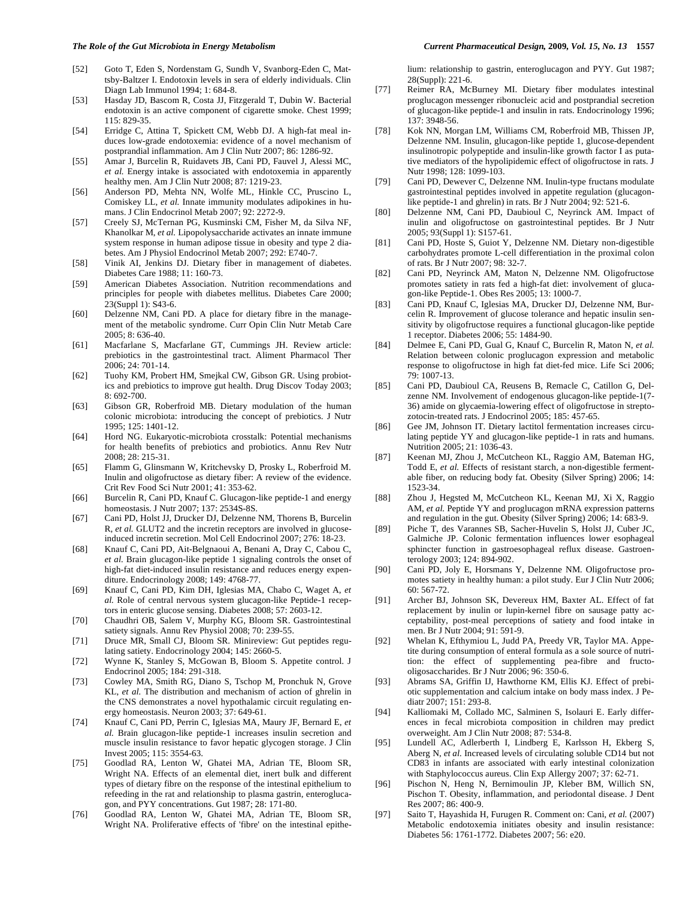[52] Goto T, Eden S, Nordenstam G, Sundh V, Svanborg-Eden C, Mattsby-Baltzer I. Endotoxin levels in sera of elderly individuals. Clin Diagn Lab Immunol 1994; 1: 684-8.

[53] Hasday JD, Bascom R, Costa JJ, Fitzgerald T, Dubin W. Bacterial endotoxin is an active component of cigarette smoke. Chest 1999; 115: 829-35.

[54] Erridge C, Attina T, Spickett CM, Webb DJ. A high-fat meal induces low-grade endotoxemia: evidence of a novel mechanism of postprandial inflammation. Am J Clin Nutr 2007; 86: 1286-92.

[55] Amar J, Burcelin R, Ruidavets JB, Cani PD, Fauvel J, Alessi MC, *et al.* Energy intake is associated with endotoxemia in apparently healthy men. Am J Clin Nutr 2008; 87: 1219-23.

[56] Anderson PD, Mehta NN, Wolfe ML, Hinkle CC, Pruscino L, Comiskey LL, *et al.* Innate immunity modulates adipokines in humans. J Clin Endocrinol Metab 2007; 92: 2272-9.

[57] Creely SJ, McTernan PG, Kusminski CM, Fisher M, da Silva NF, Khanolkar M, *et al.* Lipopolysaccharide activates an innate immune system response in human adipose tissue in obesity and type 2 diabetes. Am J Physiol Endocrinol Metab 2007; 292: E740-7.

[58] Vinik AI, Jenkins DJ. Dietary fiber in management of diabetes. Diabetes Care 1988; 11: 160-73.

[59] American Diabetes Association. Nutrition recommendations and principles for people with diabetes mellitus. Diabetes Care 2000; 23(Suppl 1): S43-6.

[60] Delzenne NM, Cani PD. A place for dietary fibre in the management of the metabolic syndrome. Curr Opin Clin Nutr Metab Care 2005; 8: 636-40.

[61] Macfarlane S, Macfarlane GT, Cummings JH. Review article: prebiotics in the gastrointestinal tract. Aliment Pharmacol Ther 2006; 24: 701-14.

[62] Tuohy KM, Probert HM, Smejkal CW, Gibson GR. Using probiotics and prebiotics to improve gut health. Drug Discov Today 2003; 8: 692-700.

[63] Gibson GR, Roberfroid MB. Dietary modulation of the human colonic microbiota: introducing the concept of prebiotics. J Nutr 1995; 125: 1401-12.

[64] Hord NG. Eukaryotic-microbiota crosstalk: Potential mechanisms for health benefits of prebiotics and probiotics. Annu Rev Nutr 2008; 28: 215-31.

[65] Flamm G, Glinsmann W, Kritchevsky D, Prosky L, Roberfroid M. Inulin and oligofructose as dietary fiber: A review of the evidence. Crit Rev Food Sci Nutr 2001; 41: 353-62.

[66] Burcelin R, Cani PD, Knauf C. Glucagon-like peptide-1 and energy homeostasis. J Nutr 2007; 137: 2534S-8S.

[67] Cani PD, Holst JJ, Drucker DJ, Delzenne NM, Thorens B, Burcelin R, *et al.* GLUT2 and the incretin receptors are involved in glucose-induced incretin secretion. Mol Cell Endocrinol 2007; 276: 18-23.

[68] Knauf C, Cani PD, Ait-Belgnaoui A, Benani A, Dray C, Cabou C, *et al.* Brain glucagon-like peptide 1 signaling controls the onset of high-fat diet-induced insulin resistance and reduces energy expenditure. Endocrinology 2008; 149: 4768-77.

[69] Knauf C, Cani PD, Kim DH, Iglesias MA, Chabo C, Waget A, *et al.* Role of central nervous system glucagon-like Peptide-1 receptors in enteric glucose sensing. Diabetes 2008; 57: 2603-12.

[70] Chaudhri OB, Salem V, Murphy KG, Bloom SR. Gastrointestinal satiety signals. Annu Rev Physiol 2008; 70: 239-55.

[71] Druce MR, Small CJ, Bloom SR. Minireview: Gut peptides regulating satiety. Endocrinology 2004; 145: 2660-5.

[72] Wynne K, Stanley S, McGowan B, Bloom S. Appetite control. J Endocrinol 2005; 184: 291-318.

[73] Cowley MA, Smith RG, Diano S, Tschop M, Pronchuk N, Grove KL, *et al.* The distribution and mechanism of action of ghrelin in the CNS demonstrates a novel hypothalamic circuit regulating energy homeostasis. Neuron 2003; 37: 649-61.

[74] Knauf C, Cani PD, Perrin C, Iglesias MA, Maury JF, Bernard E, *et al.* Brain glucagon-like peptide-1 increases insulin secretion and muscle insulin resistance to favor hepatic glycogen storage. J Clin Invest 2005; 115: 3554-63.

[75] Goodlad RA, Lenton W, Ghatei MA, Adrian TE, Bloom SR, Wright NA. Effects of an elemental diet, inert bulk and different types of dietary fibre on the response of the intestinal epithelium to refeeding in the rat and relationship to plasma gastrin, enteroglucagon, and PYY concentrations. Gut 1987; 28: 171-80.

[76] Goodlad RA, Lenton W, Ghatei MA, Adrian TE, Bloom SR, Wright NA. Proliferative effects of 'fibre' on the intestinal epithelium: relationship to gastrin, enteroglucagon and PYY. Gut 1987; 28(Suppl): 221-6.

[77] Reimer RA, McBurney MI. Dietary fiber modulates intestinal proglucagon messenger ribonucleic acid and postprandial secretion of glucagon-like peptide-1 and insulin in rats. Endocrinology 1996; 137: 3948-56.

[78] Kok NN, Morgan LM, Williams CM, Roberfroid MB, Thissen JP, Delzenne NM. Insulin, glucagon-like peptide 1, glucose-dependent insulinotropic polypeptide and insulin-like growth factor I as putative mediators of the hypolipidemic effect of oligofructose in rats. J Nutr 1998; 128: 1099-103.

[79] Cani PD, Dewever C, Delzenne NM. Inulin-type fructans modulate gastrointestinal peptides involved in appetite regulation (glucagon-like peptide-1 and ghrelin) in rats. Br J Nutr 2004; 92: 521-6.

[80] Delzenne NM, Cani PD, Daubioul C, Neyrinck AM. Impact of inulin and oligofructose on gastrointestinal peptides. Br J Nutr 2005; 93(Suppl 1): S157-61.

[81] Cani PD, Hoste S, Guiot Y, Delzenne NM. Dietary non-digestible carbohydrates promote L-cell differentiation in the proximal colon of rats. Br J Nutr 2007; 98: 32-7.

[82] Cani PD, Neyrinck AM, Maton N, Delzenne NM. Oligofructose promotes satiety in rats fed a high-fat diet: involvement of glucagon-like Peptide-1. Obes Res 2005; 13: 1000-7.

[83] Cani PD, Knauf C, Iglesias MA, Drucker DJ, Delzenne NM, Burcelin R. Improvement of glucose tolerance and hepatic insulin sensitivity by oligofructose requires a functional glucagon-like peptide 1 receptor. Diabetes 2006; 55: 1484-90.

[84] Delmee E, Cani PD, Gual G, Knauf C, Burcelin R, Maton N, *et al.* Relation between colonic proglucagon expression and metabolic response to oligofructose in high fat diet-fed mice. Life Sci 2006; 79: 1007-13.

[85] Cani PD, Daubioul CA, Reusens B, Remacle C, Catillon G, Delzenne NM. Involvement of endogenous glucagon-like peptide-1(7-36) amide on glycaemia-lowering effect of oligofructose in streptozotocin-treated rats. J Endocrinol 2005; 185: 457-65.

[86] Gee JM, Johnson IT. Dietary lactitol fermentation increases circulating peptide YY and glucagon-like peptide-1 in rats and humans. Nutrition 2005; 21: 1036-43.

[87] Keenan MJ, Zhou J, McCutcheon KL, Raggio AM, Bateman HG, Todd E, *et al.* Effects of resistant starch, a non-digestible fermentable fiber, on reducing body fat. Obesity (Silver Spring) 2006; 14: 1523-34.

[88] Zhou J, Hegsted M, McCutcheon KL, Keenan MJ, Xi X, Raggio AM, *et al.* Peptide YY and proglucagon mRNA expression patterns and regulation in the gut. Obesity (Silver Spring) 2006; 14: 683-9.

[89] Piche T, des Varannes SB, Sacher-Huvelin S, Holst JJ, Cuber JC, Galmiche JP. Colonic fermentation influences lower esophageal sphincter function in gastroesophageal reflux disease. Gastroenterology 2003; 124: 894-902.

[90] Cani PD, Joly E, Horsmans Y, Delzenne NM. Oligofructose promotes satiety in healthy human: a pilot study. Eur J Clin Nutr 2006; 60: 567-72.

[91] Archer BJ, Johnson SK, Devereux HM, Baxter AL. Effect of fat replacement by inulin or lupin-kernel fibre on sausage patty acceptability, post-meal perceptions of satiety and food intake in men. Br J Nutr 2004; 91: 591-9.

[92] Whelan K, Efthymiou L, Judd PA, Preedy VR, Taylor MA. Appetite during consumption of enteral formula as a sole source of nutrition: the effect of supplementing pea-fibre and fructo-oligosaccharides. Br J Nutr 2006; 96: 350-6.

[93] Abrams SA, Griffin IJ, Hawthorne KM, Ellis KJ. Effect of prebiotic supplementation and calcium intake on body mass index. J Pediatr 2007; 151: 293-8.

[94] Kalliomaki M, Collado MC, Salminen S, Isolauri E. Early differences in fecal microbiota composition in children may predict overweight. Am J Clin Nutr 2008; 87: 534-8.

[95] Lundell AC, Adlerberth I, Lindberg E, Karlsson H, Ekberg S, Aberg N, *et al.* Increased levels of circulating soluble CD14 but not CD83 in infants are associated with early intestinal colonization with Staphylococcus aureus. Clin Exp Allergy 2007; 37: 62-71.

[96] Pischon N, Heng N, Bernimoulin JP, Kleber BM, Willich SN, Pischon T. Obesity, inflammation, and periodontal disease. J Dent Res 2007; 86: 400-9.

[97] Saito T, Hayashida H, Furugen R. Comment on: Cani, *et al.* (2007) Metabolic endotoxemia initiates obesity and insulin resistance: Diabetes 56: 1761-1772. Diabetes 2007; 56: e20.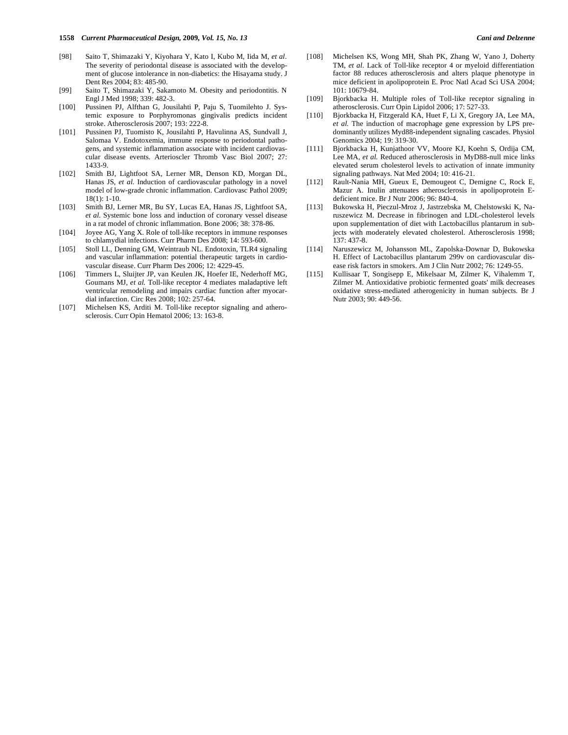[98] Saito T, Shimazaki Y, Kiyohara Y, Kato I, Kubo M, Iida M, *et al*. The severity of periodontal disease is associated with the development of glucose intolerance in non-diabetics: the Hisayama study. J Dent Res 2004; 83: 485-90.

[99] Saito T, Shimazaki Y, Sakamoto M. Obesity and periodontitis. N Engl J Med 1998; 339: 482-3.

[100] Pussinen PJ, Alfthan G, Jousilahti P, Paju S, Tuomilehto J. Systemic exposure to Porphyromonas gingivalis predicts incident stroke. Atherosclerosis 2007; 193: 222-8.

[101] Pussinen PJ, Tuomisto K, Jousilahti P, Havulinna AS, Sundvall J, Salomaa V. Endotoxemia, immune response to periodontal pathogens, and systemic inflammation associate with incident cardiovascular disease events. Arterioscler Thromb Vasc Biol 2007; 27: 1433-9.

[102] Smith BJ, Lightfoot SA, Lerner MR, Denson KD, Morgan DL, Hanas JS, *et al.* Induction of cardiovascular pathology in a novel model of low-grade chronic inflammation. Cardiovasc Pathol 2009; 18(1): 1-10.

[103] Smith BJ, Lerner MR, Bu SY, Lucas EA, Hanas JS, Lightfoot SA, *et al.* Systemic bone loss and induction of coronary vessel disease in a rat model of chronic inflammation. Bone 2006; 38: 378-86.

[104] Joyee AG, Yang X. Role of toll-like receptors in immune responses to chlamydial infections. Curr Pharm Des 2008; 14: 593-600.

[105] Stoll LL, Denning GM, Weintraub NL. Endotoxin, TLR4 signaling and vascular inflammation: potential therapeutic targets in cardiovascular disease. Curr Pharm Des 2006; 12: 4229-45.

[106] Timmers L, Sluijter JP, van Keulen JK, Hoefer IE, Nederhoff MG, Goumans MJ, *et al.* Toll-like receptor 4 mediates maladaptive left ventricular remodeling and impairs cardiac function after myocardial infarction. Circ Res 2008; 102: 257-64.

[107] Michelsen KS, Arditi M. Toll-like receptor signaling and atherosclerosis. Curr Opin Hematol 2006; 13: 163-8.

[108] Michelsen KS, Wong MH, Shah PK, Zhang W, Yano J, Doherty TM, *et al*. Lack of Toll-like receptor 4 or myeloid differentiation factor 88 reduces atherosclerosis and alters plaque phenotype in mice deficient in apolipoprotein E. Proc Natl Acad Sci USA 2004; 101: 10679-84.

[109] Bjorkbacka H. Multiple roles of Toll-like receptor signaling in atherosclerosis. Curr Opin Lipidol 2006; 17: 527-33.

[110] Bjorkbacka H, Fitzgerald KA, Huet F, Li X, Gregory JA, Lee MA, *et al.* The induction of macrophage gene expression by LPS predominantly utilizes Myd88-independent signaling cascades. Physiol Genomics 2004; 19: 319-30.

[111] Bjorkbacka H, Kunjathoor VV, Moore KJ, Koehn S, Ordija CM, Lee MA, *et al.* Reduced atherosclerosis in MyD88-null mice links elevated serum cholesterol levels to activation of innate immunity signaling pathways. Nat Med 2004; 10: 416-21.

[112] Rault-Nania MH, Gueux E, Demougeot C, Demigne C, Rock E, Mazur A. Inulin attenuates atherosclerosis in apolipoprotein E-deficient mice. Br J Nutr 2006; 96: 840-4.

[113] Bukowska H, Pieczul-Mroz J, Jastrzebska M, Chelstowski K, Naruszewicz M. Decrease in fibrinogen and LDL-cholesterol levels upon supplementation of diet with Lactobacillus plantarum in subjects with moderately elevated cholesterol. Atherosclerosis 1998; 137: 437-8.

[114] Naruszewicz M, Johansson ML, Zapolska-Downar D, Bukowska H. Effect of Lactobacillus plantarum 299v on cardiovascular disease risk factors in smokers. Am J Clin Nutr 2002; 76: 1249-55.

[115] Kullisaar T, Songisepp E, Mikelsaar M, Zilmer K, Vihalemm T, Zilmer M. Antioxidative probiotic fermented goats' milk decreases oxidative stress-mediated atherogenicity in human subjects. Br J Nutr 2003; 90: 449-56.